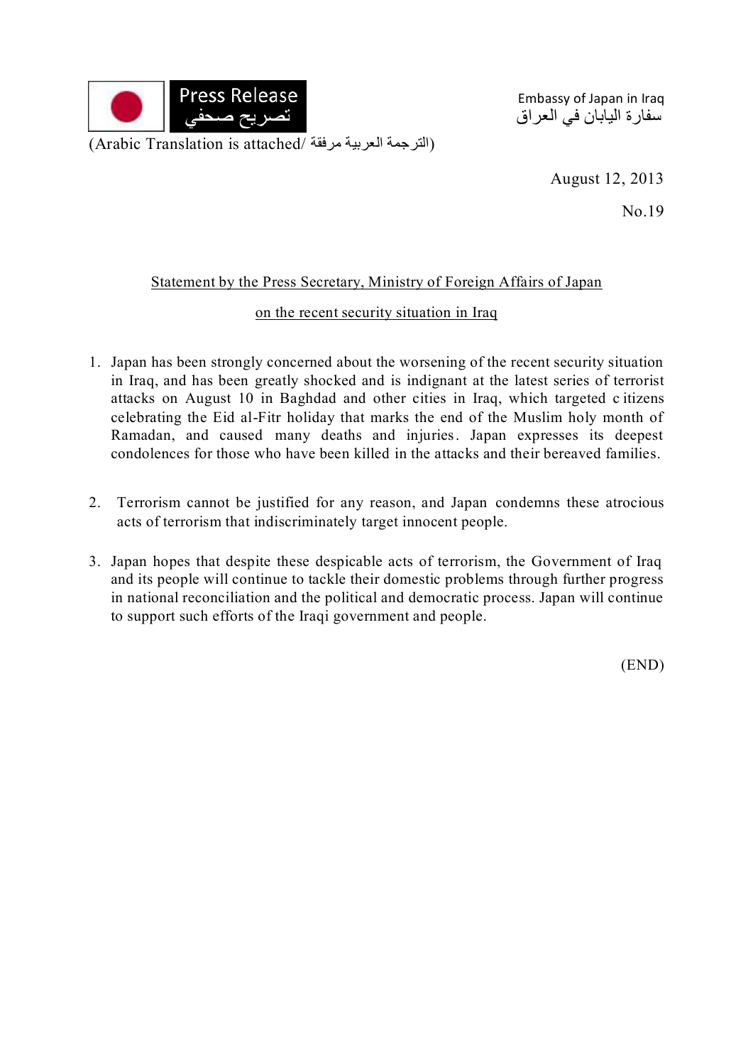Press Release
تصريح صحفي

Embassy of Japan in Iraq
سفارة اليابان في العراق

(Arabic Translation is attached/ الترجمة العربية مرفقة)

August 12, 2013

No.19

Statement by the Press Secretary, Ministry of Foreign Affairs of Japan

on the recent security situation in Iraq

1. Japan has been strongly concerned about the worsening of the recent security situation in Iraq, and has been greatly shocked and is indignant at the latest series of terrorist attacks on August 10 in Baghdad and other cities in Iraq, which targeted citizens celebrating the Eid al-Fitr holiday that marks the end of the Muslim holy month of Ramadan, and caused many deaths and injuries. Japan expresses its deepest condolences for those who have been killed in the attacks and their bereaved families.

2. Terrorism cannot be justified for any reason, and Japan condemns these atrocious acts of terrorism that indiscriminately target innocent people.

3. Japan hopes that despite these despicable acts of terrorism, the Government of Iraq and its people will continue to tackle their domestic problems through further progress in national reconciliation and the political and democratic process. Japan will continue to support such efforts of the Iraqi government and people.

(END)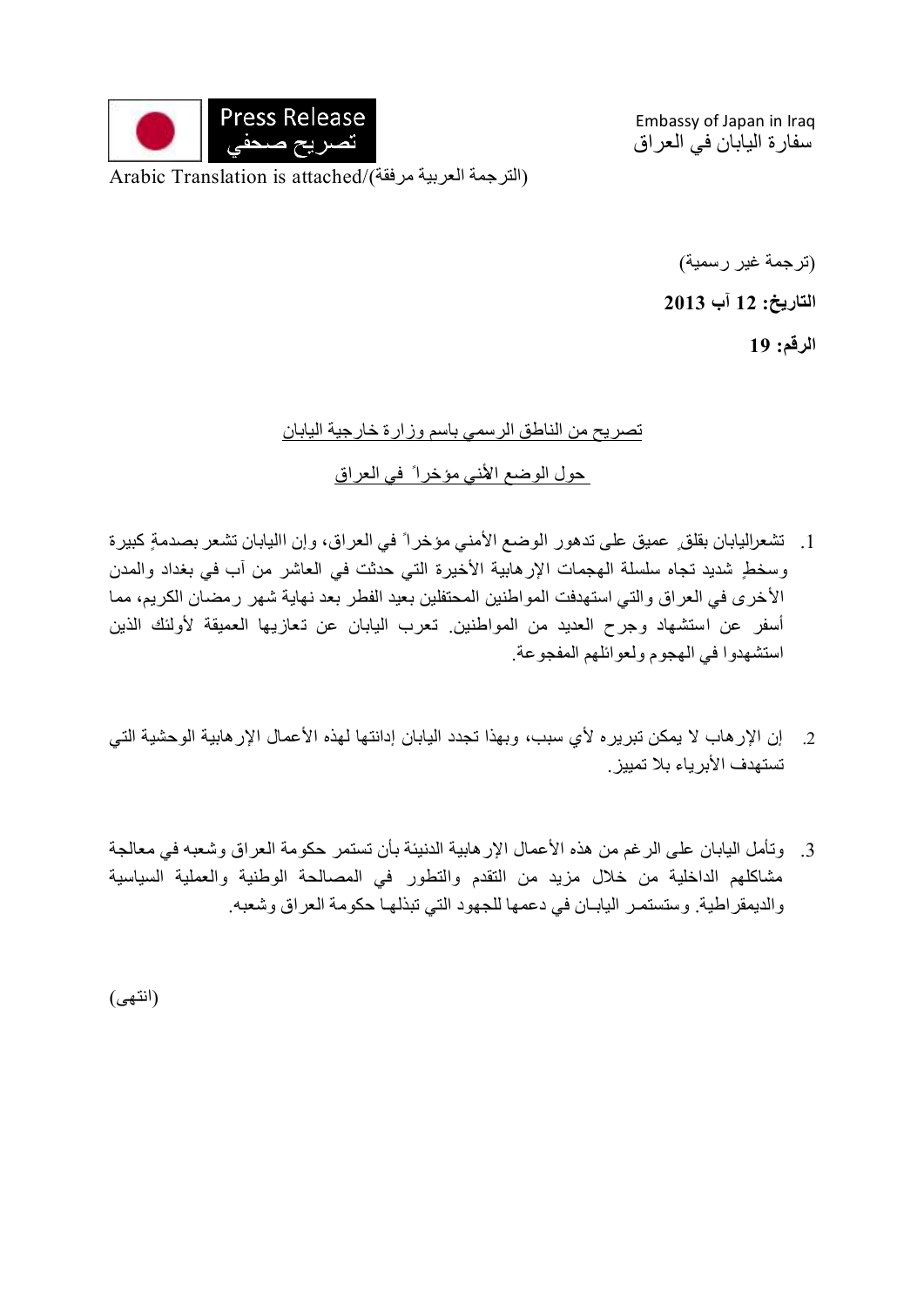Press Release
تصريح صحفي

Embassy of Japan in Iraq
سفارة اليابان في العراق

Arabic Translation is attached/(الترجمة العربية مرفقة)

(ترجمة غير رسمية)

**التاريخ: 12 آب 2013**

**الرقم: 19**

تصريح من الناطق الرسمي باسم وزارة خارجية اليابان

حول الوضع الأمني مؤخراً في العراق

1. تشعراليابان بقلقٍ عميق على تدهور الوضع الأمني مؤخراً في العراق، وإن االيابان تشعر بصدمةٍ كبيرة وسخطٍ شديد تجاه سلسلة الهجمات الإرهابية الأخيرة التي حدثت في العاشر من آب في بغداد والمدن الأخرى في العراق والتي استهدفت المواطنين المحتفلين بعيد الفطر بعد نهاية شهر رمضان الكريم، مما أسفر عن استشهاد وجرح العديد من المواطنين. تعرب اليابان عن تعازيها العميقة لأولئك الذين استشهدوا في الهجوم ولعوائلهم المفجوعة.

2. إن الإرهاب لا يمكن تبريره لأي سبب، وبهذا تجدد اليابان إدانتها لهذه الأعمال الإرهابية الوحشية التي تستهدف الأبرياء بلا تمييز.

3. وتأمل اليابان على الرغم من هذه الأعمال الإرهابية الدنيئة بأن تستمر حكومة العراق وشعبه في معالجة مشاكلهم الداخلية من خلال مزيد من التقدم والتطور في المصالحة الوطنية والعملية السياسية والديمقراطية. وستستمر اليابان في دعمها للجهود التي تبذلها حكومة العراق وشعبه.

(انتهى)